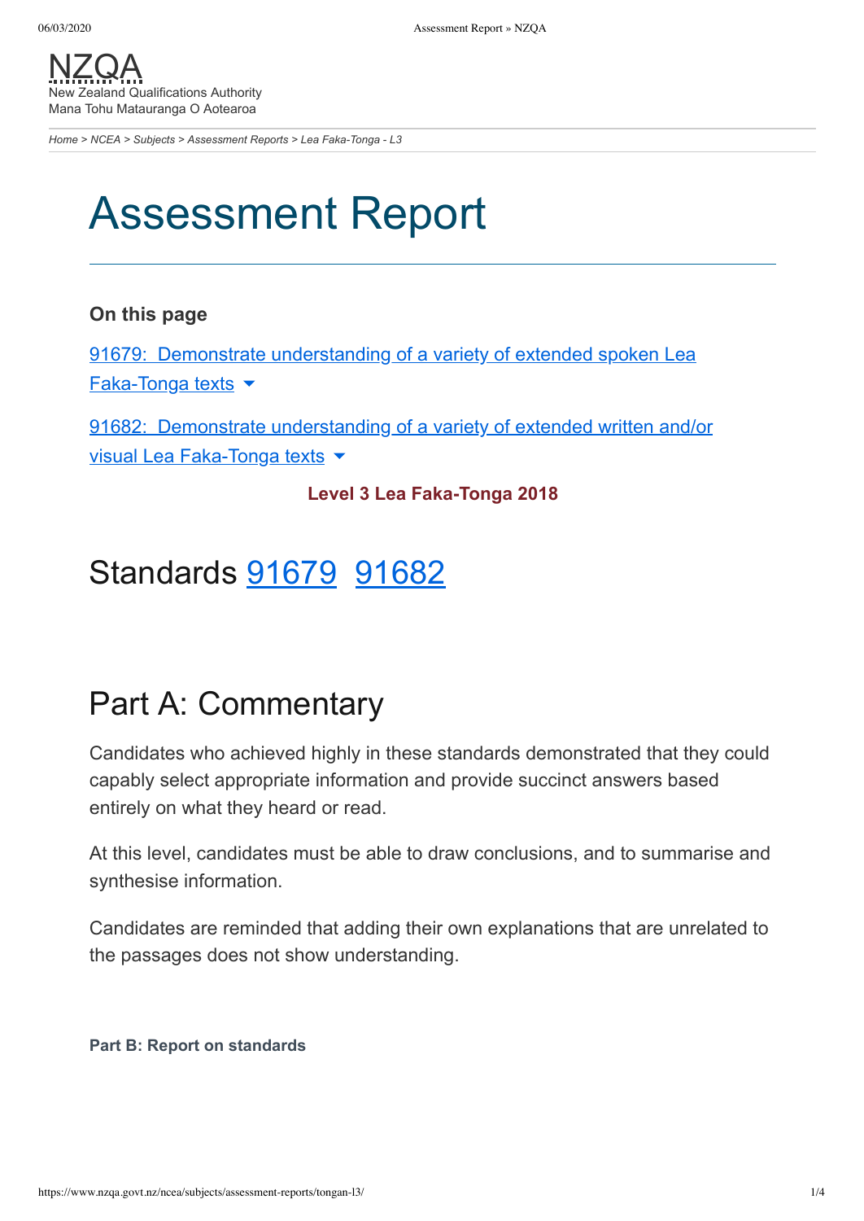NZQA
New Zealand Qualifications Authority
Mana Tohu Matauranga O Aotearoa

*Home > NCEA > Subjects > Assessment Reports > Lea Faka-Tonga - L3*

# Assessment Report

**On this page**

[91679: Demonstrate understanding of a variety of extended spoken Lea Faka-Tonga texts](#)

[91682: Demonstrate understanding of a variety of extended written and/or visual Lea Faka-Tonga texts](#)

**Level 3 Lea Faka-Tonga 2018**

## Standards 91679 91682

## Part A: Commentary

Candidates who achieved highly in these standards demonstrated that they could capably select appropriate information and provide succinct answers based entirely on what they heard or read.

At this level, candidates must be able to draw conclusions, and to summarise and synthesise information.

Candidates are reminded that adding their own explanations that are unrelated to the passages does not show understanding.

**Part B: Report on standards**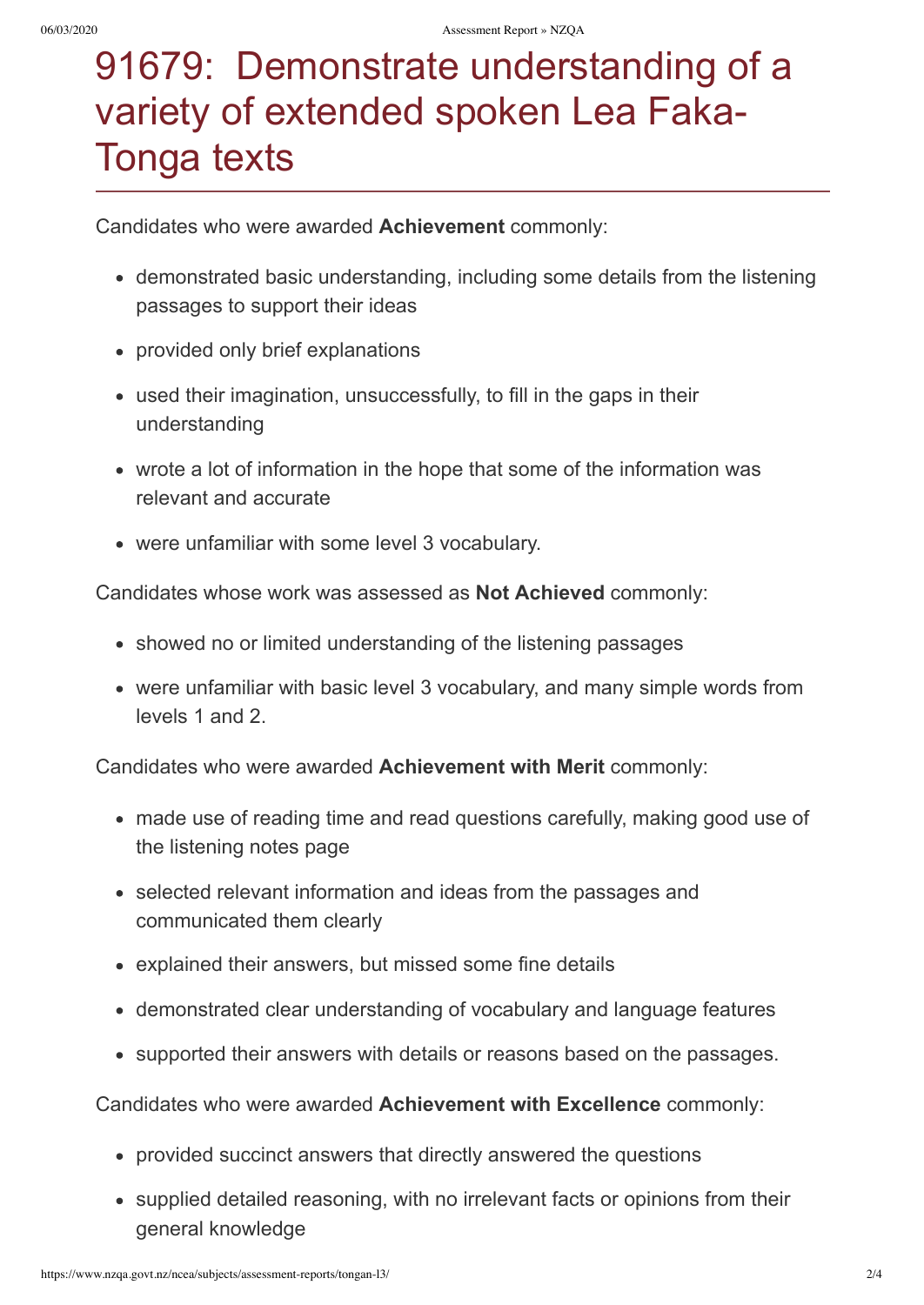# 91679: Demonstrate understanding of a variety of extended spoken Lea Faka-Tonga texts

Candidates who were awarded **Achievement** commonly:

- demonstrated basic understanding, including some details from the listening passages to support their ideas
- provided only brief explanations
- used their imagination, unsuccessfully, to fill in the gaps in their understanding
- wrote a lot of information in the hope that some of the information was relevant and accurate
- were unfamiliar with some level 3 vocabulary.

Candidates whose work was assessed as **Not Achieved** commonly:

- showed no or limited understanding of the listening passages
- were unfamiliar with basic level 3 vocabulary, and many simple words from levels 1 and 2.

Candidates who were awarded **Achievement with Merit** commonly:

- made use of reading time and read questions carefully, making good use of the listening notes page
- selected relevant information and ideas from the passages and communicated them clearly
- explained their answers, but missed some fine details
- demonstrated clear understanding of vocabulary and language features
- supported their answers with details or reasons based on the passages.

Candidates who were awarded **Achievement with Excellence** commonly:

- provided succinct answers that directly answered the questions
- supplied detailed reasoning, with no irrelevant facts or opinions from their general knowledge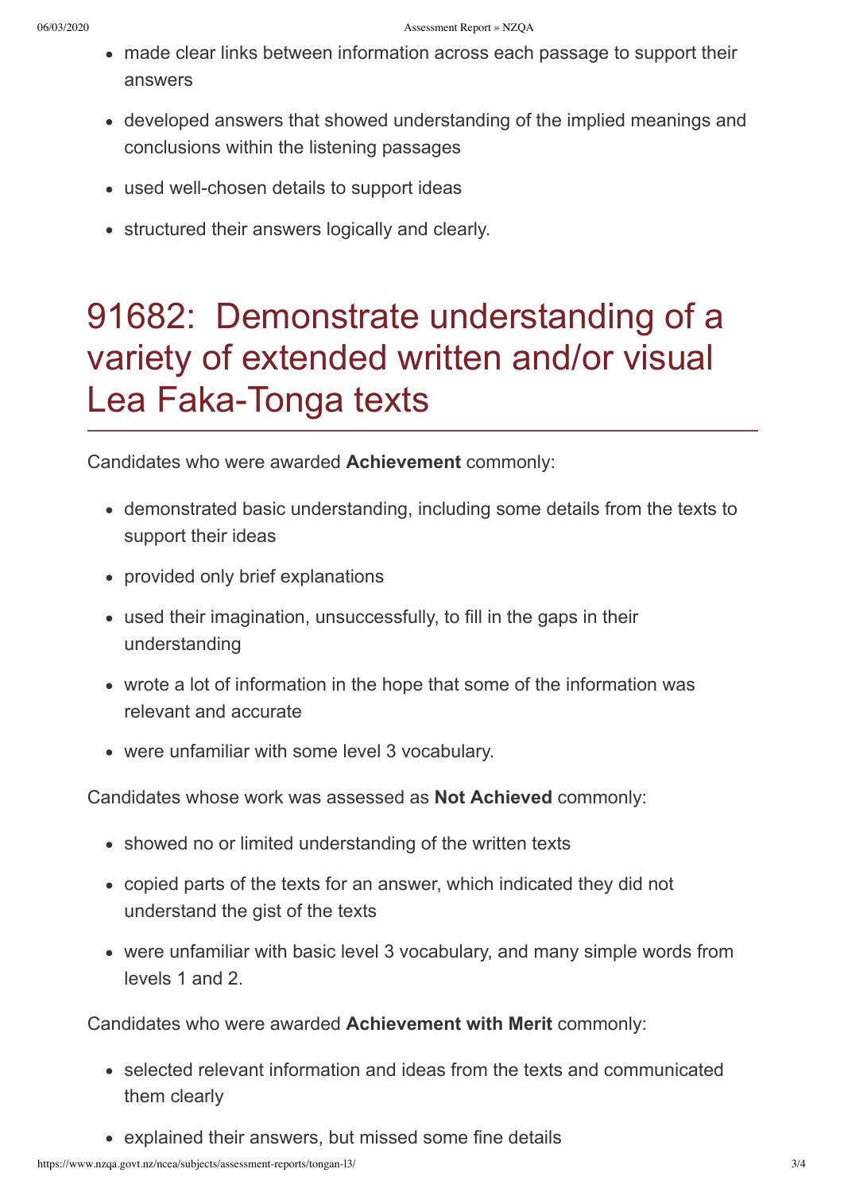- made clear links between information across each passage to support their answers
- developed answers that showed understanding of the implied meanings and conclusions within the listening passages
- used well-chosen details to support ideas
- structured their answers logically and clearly.

## 91682: Demonstrate understanding of a variety of extended written and/or visual Lea Faka-Tonga texts

Candidates who were awarded **Achievement** commonly:

- demonstrated basic understanding, including some details from the texts to support their ideas
- provided only brief explanations
- used their imagination, unsuccessfully, to fill in the gaps in their understanding
- wrote a lot of information in the hope that some of the information was relevant and accurate
- were unfamiliar with some level 3 vocabulary.

Candidates whose work was assessed as **Not Achieved** commonly:

- showed no or limited understanding of the written texts
- copied parts of the texts for an answer, which indicated they did not understand the gist of the texts
- were unfamiliar with basic level 3 vocabulary, and many simple words from levels 1 and 2.

Candidates who were awarded **Achievement with Merit** commonly:

- selected relevant information and ideas from the texts and communicated them clearly
- explained their answers, but missed some fine details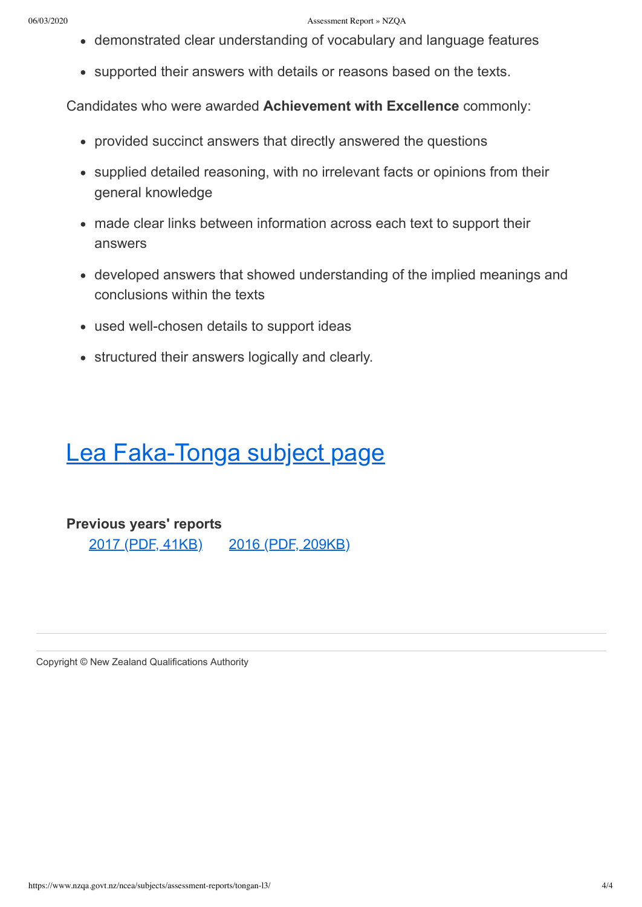- demonstrated clear understanding of vocabulary and language features
- supported their answers with details or reasons based on the texts.

Candidates who were awarded **Achievement with Excellence** commonly:

- provided succinct answers that directly answered the questions
- supplied detailed reasoning, with no irrelevant facts or opinions from their general knowledge
- made clear links between information across each text to support their answers
- developed answers that showed understanding of the implied meanings and conclusions within the texts
- used well-chosen details to support ideas
- structured their answers logically and clearly.

## Lea Faka-Tonga subject page

**Previous years' reports**

2017 (PDF, 41KB)    2016 (PDF, 209KB)

Copyright © New Zealand Qualifications Authority